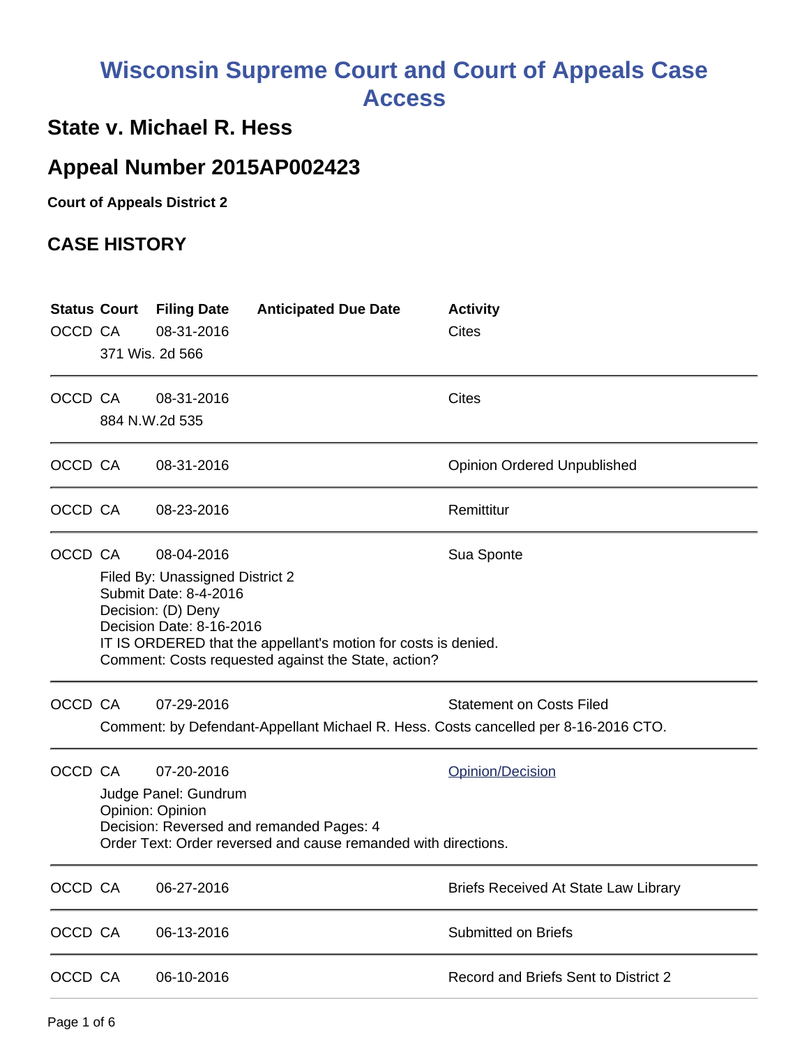# Wisconsin Supreme Court and Court of Appeals Case Access

## State v. Michael R. Hess

## Appeal Number 2015AP002423

**Court of Appeals District 2**

## CASE HISTORY

| Status | Court | Filing Date | Anticipated Due Date | Activity |
|---|---|---|---|---|
| OCCD | CA | 08-31-2016 | | Cites |
| | 371 Wis. 2d 566 | | | |
| OCCD | CA | 08-31-2016 | | Cites |
| | 884 N.W.2d 535 | | | |
| OCCD | CA | 08-31-2016 | | Opinion Ordered Unpublished |
| OCCD | CA | 08-23-2016 | | Remittitur |
| OCCD | CA | 08-04-2016 | | Sua Sponte |
| | Filed By: Unassigned District 2<br>Submit Date: 8-4-2016<br>Decision: (D) Deny<br>Decision Date: 8-16-2016<br>IT IS ORDERED that the appellant's motion for costs is denied.<br>Comment: Costs requested against the State, action? | | | |
| OCCD | CA | 07-29-2016 | | Statement on Costs Filed |
| | Comment: by Defendant-Appellant Michael R. Hess. Costs cancelled per 8-16-2016 CTO. | | | |
| OCCD | CA | 07-20-2016 | | Opinion/Decision |
| | Judge Panel: Gundrum<br>Opinion: Opinion<br>Decision: Reversed and remanded Pages: 4<br>Order Text: Order reversed and cause remanded with directions. | | | |
| OCCD | CA | 06-27-2016 | | Briefs Received At State Law Library |
| OCCD | CA | 06-13-2016 | | Submitted on Briefs |
| OCCD | CA | 06-10-2016 | | Record and Briefs Sent to District 2 |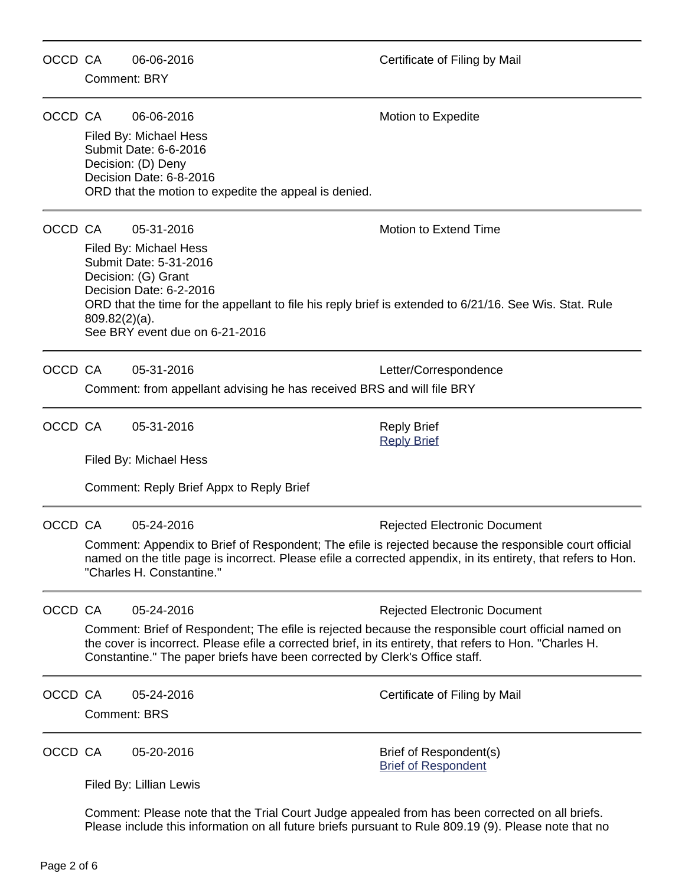---

OCCD CA 06-06-2016 Certificate of Filing by Mail

Comment: BRY

---

OCCD CA 06-06-2016 Motion to Expedite

Filed By: Michael Hess
Submit Date: 6-6-2016
Decision: (D) Deny
Decision Date: 6-8-2016
ORD that the motion to expedite the appeal is denied.

---

OCCD CA 05-31-2016 Motion to Extend Time

Filed By: Michael Hess
Submit Date: 5-31-2016
Decision: (G) Grant
Decision Date: 6-2-2016
ORD that the time for the appellant to file his reply brief is extended to 6/21/16. See Wis. Stat. Rule 809.82(2)(a).
See BRY event due on 6-21-2016

---

OCCD CA 05-31-2016 Letter/Correspondence

Comment: from appellant advising he has received BRS and will file BRY

---

OCCD CA 05-31-2016 Reply Brief
[Reply Brief]

Filed By: Michael Hess

Comment: Reply Brief Appx to Reply Brief

---

OCCD CA 05-24-2016 Rejected Electronic Document

Comment: Appendix to Brief of Respondent; The efile is rejected because the responsible court official named on the title page is incorrect. Please efile a corrected appendix, in its entirety, that refers to Hon. "Charles H. Constantine."

---

OCCD CA 05-24-2016 Rejected Electronic Document

Comment: Brief of Respondent; The efile is rejected because the responsible court official named on the cover is incorrect. Please efile a corrected brief, in its entirety, that refers to Hon. "Charles H. Constantine." The paper briefs have been corrected by Clerk's Office staff.

---

OCCD CA 05-24-2016 Certificate of Filing by Mail

Comment: BRS

---

OCCD CA 05-20-2016 Brief of Respondent(s)
[Brief of Respondent]

Filed By: Lillian Lewis

Comment: Please note that the Trial Court Judge appealed from has been corrected on all briefs. Please include this information on all future briefs pursuant to Rule 809.19 (9). Please note that no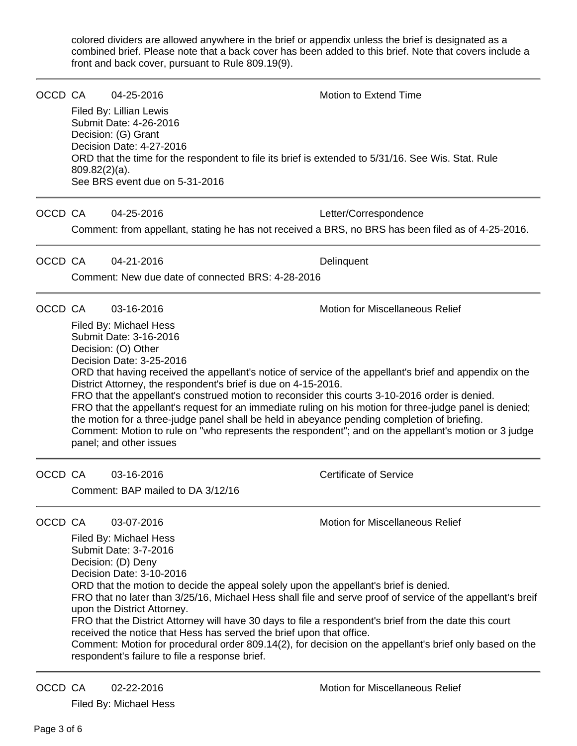colored dividers are allowed anywhere in the brief or appendix unless the brief is designated as a combined brief. Please note that a back cover has been added to this brief. Note that covers include a front and back cover, pursuant to Rule 809.19(9).

---

OCCD CA 04-25-2016 Motion to Extend Time

Filed By: Lillian Lewis
Submit Date: 4-26-2016
Decision: (G) Grant
Decision Date: 4-27-2016
ORD that the time for the respondent to file its brief is extended to 5/31/16. See Wis. Stat. Rule 809.82(2)(a).
See BRS event due on 5-31-2016

---

OCCD CA 04-25-2016 Letter/Correspondence

Comment: from appellant, stating he has not received a BRS, no BRS has been filed as of 4-25-2016.

---

OCCD CA 04-21-2016 Delinquent

Comment: New due date of connected BRS: 4-28-2016

---

OCCD CA 03-16-2016 Motion for Miscellaneous Relief

Filed By: Michael Hess
Submit Date: 3-16-2016
Decision: (O) Other
Decision Date: 3-25-2016
ORD that having received the appellant's notice of service of the appellant's brief and appendix on the District Attorney, the respondent's brief is due on 4-15-2016.
FRO that the appellant's construed motion to reconsider this courts 3-10-2016 order is denied.
FRO that the appellant's request for an immediate ruling on his motion for three-judge panel is denied; the motion for a three-judge panel shall be held in abeyance pending completion of briefing.
Comment: Motion to rule on "who represents the respondent"; and on the appellant's motion or 3 judge panel; and other issues

---

OCCD CA 03-16-2016 Certificate of Service

Comment: BAP mailed to DA 3/12/16

---

OCCD CA 03-07-2016 Motion for Miscellaneous Relief

Filed By: Michael Hess
Submit Date: 3-7-2016
Decision: (D) Deny
Decision Date: 3-10-2016
ORD that the motion to decide the appeal solely upon the appellant's brief is denied.
FRO that no later than 3/25/16, Michael Hess shall file and serve proof of service of the appellant's breif upon the District Attorney.
FRO that the District Attorney will have 30 days to file a respondent's brief from the date this court received the notice that Hess has served the brief upon that office.
Comment: Motion for procedural order 809.14(2), for decision on the appellant's brief only based on the respondent's failure to file a response brief.

---

OCCD CA 02-22-2016 Motion for Miscellaneous Relief

Filed By: Michael Hess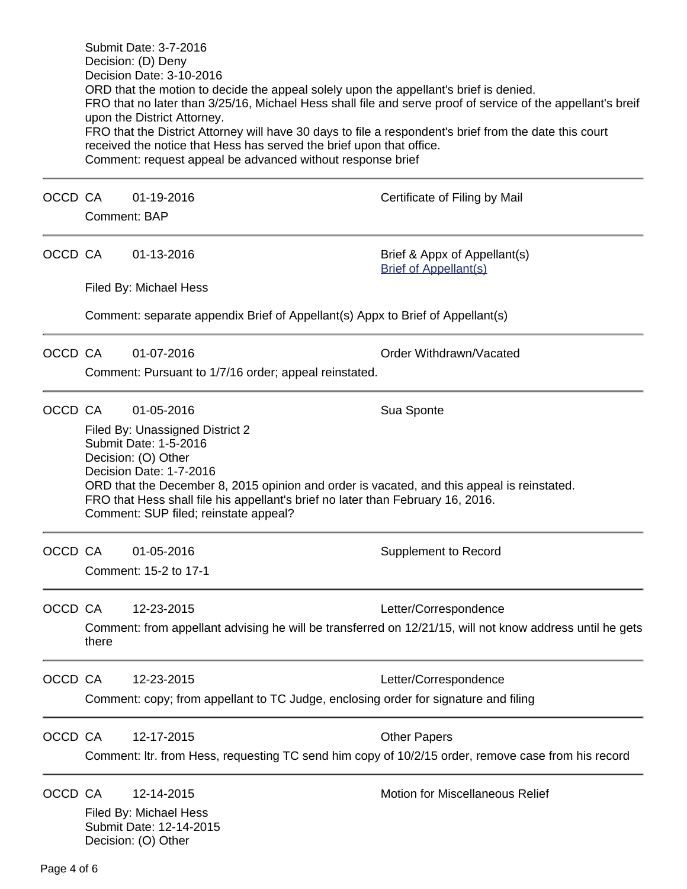Submit Date: 3-7-2016
Decision: (D) Deny
Decision Date: 3-10-2016
ORD that the motion to decide the appeal solely upon the appellant's brief is denied.
FRO that no later than 3/25/16, Michael Hess shall file and serve proof of service of the appellant's breif upon the District Attorney.
FRO that the District Attorney will have 30 days to file a respondent's brief from the date this court received the notice that Hess has served the brief upon that office.
Comment: request appeal be advanced without response brief

---

OCCD CA 01-19-2016 Certificate of Filing by Mail

Comment: BAP

---

OCCD CA 01-13-2016 Brief & Appx of Appellant(s)
Brief of Appellant(s)

Filed By: Michael Hess

Comment: separate appendix Brief of Appellant(s) Appx to Brief of Appellant(s)

---

OCCD CA 01-07-2016 Order Withdrawn/Vacated

Comment: Pursuant to 1/7/16 order; appeal reinstated.

---

OCCD CA 01-05-2016 Sua Sponte

Filed By: Unassigned District 2
Submit Date: 1-5-2016
Decision: (O) Other
Decision Date: 1-7-2016
ORD that the December 8, 2015 opinion and order is vacated, and this appeal is reinstated.
FRO that Hess shall file his appellant's brief no later than February 16, 2016.
Comment: SUP filed; reinstate appeal?

---

OCCD CA 01-05-2016 Supplement to Record

Comment: 15-2 to 17-1

---

OCCD CA 12-23-2015 Letter/Correspondence

Comment: from appellant advising he will be transferred on 12/21/15, will not know address until he gets there

---

OCCD CA 12-23-2015 Letter/Correspondence

Comment: copy; from appellant to TC Judge, enclosing order for signature and filing

---

OCCD CA 12-17-2015 Other Papers

Comment: ltr. from Hess, requesting TC send him copy of 10/2/15 order, remove case from his record

---

OCCD CA 12-14-2015 Motion for Miscellaneous Relief

Filed By: Michael Hess
Submit Date: 12-14-2015
Decision: (O) Other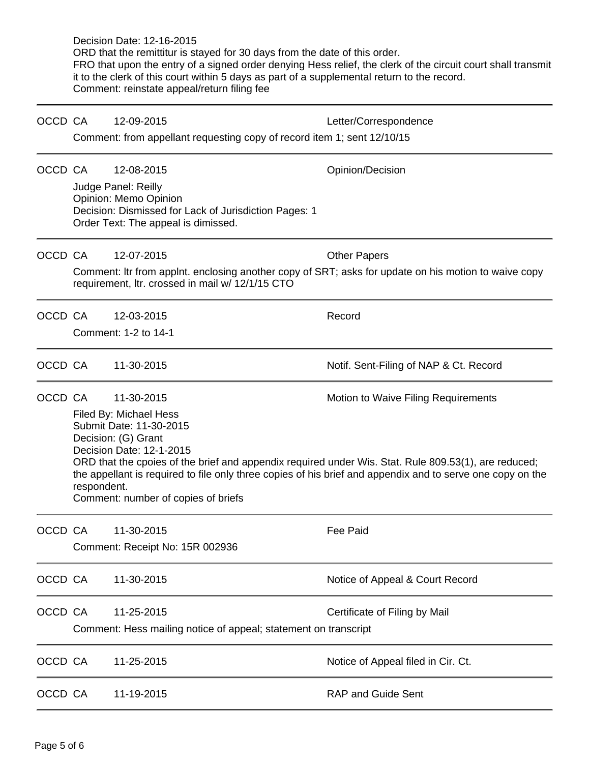Decision Date: 12-16-2015
ORD that the remittitur is stayed for 30 days from the date of this order.
FRO that upon the entry of a signed order denying Hess relief, the clerk of the circuit court shall transmit it to the clerk of this court within 5 days as part of a supplemental return to the record.
Comment: reinstate appeal/return filing fee

---

OCCD CA 12-09-2015 Letter/Correspondence

Comment: from appellant requesting copy of record item 1; sent 12/10/15

---

OCCD CA 12-08-2015 Opinion/Decision

Judge Panel: Reilly
Opinion: Memo Opinion
Decision: Dismissed for Lack of Jurisdiction Pages: 1
Order Text: The appeal is dimissed.

---

OCCD CA 12-07-2015 Other Papers

Comment: ltr from applnt. enclosing another copy of SRT; asks for update on his motion to waive copy requirement, ltr. crossed in mail w/ 12/1/15 CTO

---

OCCD CA 12-03-2015 Record

Comment: 1-2 to 14-1

---

OCCD CA 11-30-2015 Notif. Sent-Filing of NAP & Ct. Record

---

OCCD CA 11-30-2015 Motion to Waive Filing Requirements

Filed By: Michael Hess
Submit Date: 11-30-2015
Decision: (G) Grant
Decision Date: 12-1-2015
ORD that the cpoies of the brief and appendix required under Wis. Stat. Rule 809.53(1), are reduced; the appellant is required to file only three copies of his brief and appendix and to serve one copy on the respondent.
Comment: number of copies of briefs

---

OCCD CA 11-30-2015 Fee Paid

Comment: Receipt No: 15R 002936

---

OCCD CA 11-30-2015 Notice of Appeal & Court Record

---

OCCD CA 11-25-2015 Certificate of Filing by Mail

Comment: Hess mailing notice of appeal; statement on transcript

---

OCCD CA 11-25-2015 Notice of Appeal filed in Cir. Ct.

---

OCCD CA 11-19-2015 RAP and Guide Sent

---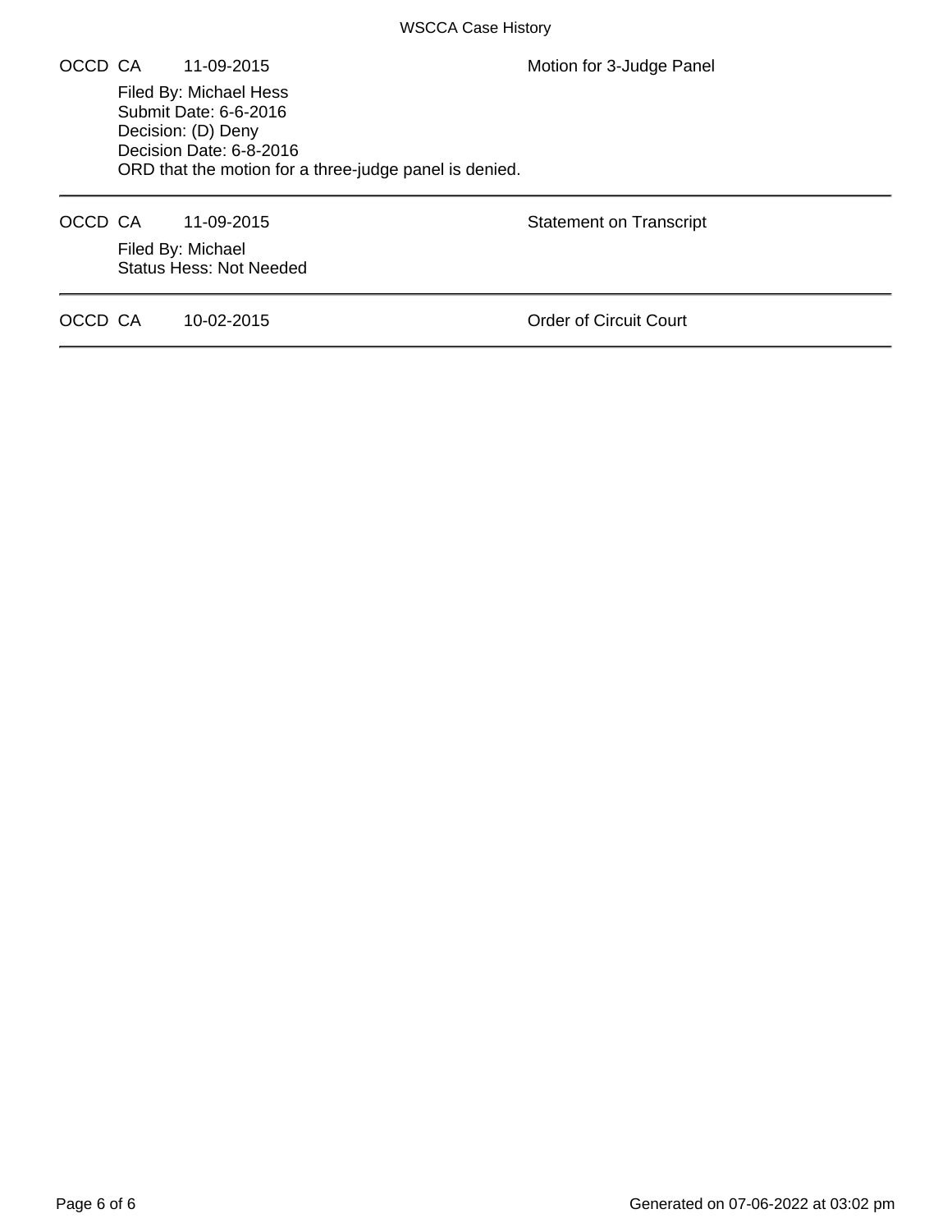| | | | |
|---|---|---|---|
| OCCD | CA | 11-09-2015 | Motion for 3-Judge Panel |

Filed By: Michael Hess
Submit Date: 6-6-2016
Decision: (D) Deny
Decision Date: 6-8-2016
ORD that the motion for a three-judge panel is denied.

---

| | | | |
|---|---|---|---|
| OCCD | CA | 11-09-2015 | Statement on Transcript |

Filed By: Michael
Status Hess: Not Needed

---

| | | | |
|---|---|---|---|
| OCCD | CA | 10-02-2015 | Order of Circuit Court |

---